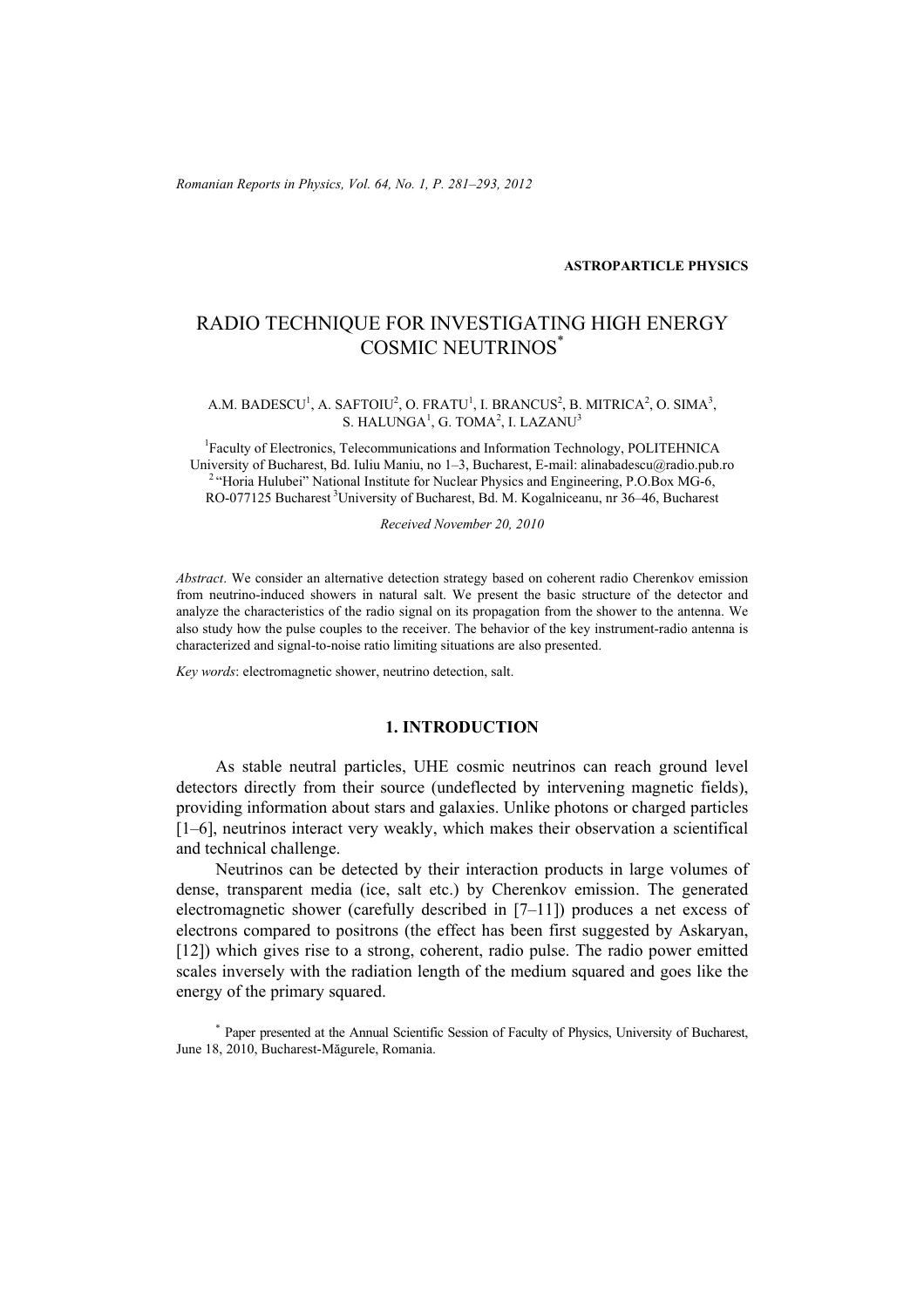**ASTROPARTICLE PHYSICS**

# RADIO TECHNIQUE FOR INVESTIGATING HIGH ENERGY COSMIC NEUTRINOS*

A.M. BADESCU[1], A. SAFTOIU[2], O. FRATU[1], I. BRANCUS[2], B. MITRICA[2], O. SIMA[3], S. HALUNGA[1], G. TOMA[2], I. LAZANU[3]

[1]Faculty of Electronics, Telecommunications and Information Technology, POLITEHNICA University of Bucharest, Bd. Iuliu Maniu, no 1–3, Bucharest, E-mail: alinabadescu@radio.pub.ro
[2]"Horia Hulubei" National Institute for Nuclear Physics and Engineering, P.O.Box MG-6, RO-077125 Bucharest [3]University of Bucharest, Bd. M. Kogalniceanu, nr 36–46, Bucharest

*Received November 20, 2010*

*Abstract*. We consider an alternative detection strategy based on coherent radio Cherenkov emission from neutrino-induced showers in natural salt. We present the basic structure of the detector and analyze the characteristics of the radio signal on its propagation from the shower to the antenna. We also study how the pulse couples to the receiver. The behavior of the key instrument-radio antenna is characterized and signal-to-noise ratio limiting situations are also presented.

*Key words*: electromagnetic shower, neutrino detection, salt.

## 1. INTRODUCTION

As stable neutral particles, UHE cosmic neutrinos can reach ground level detectors directly from their source (undeflected by intervening magnetic fields), providing information about stars and galaxies. Unlike photons or charged particles [1–6], neutrinos interact very weakly, which makes their observation a scientifical and technical challenge.

Neutrinos can be detected by their interaction products in large volumes of dense, transparent media (ice, salt etc.) by Cherenkov emission. The generated electromagnetic shower (carefully described in [7–11]) produces a net excess of electrons compared to positrons (the effect has been first suggested by Askaryan, [12]) which gives rise to a strong, coherent, radio pulse. The radio power emitted scales inversely with the radiation length of the medium squared and goes like the energy of the primary squared.

* Paper presented at the Annual Scientific Session of Faculty of Physics, University of Bucharest, June 18, 2010, Bucharest-Măgurele, Romania.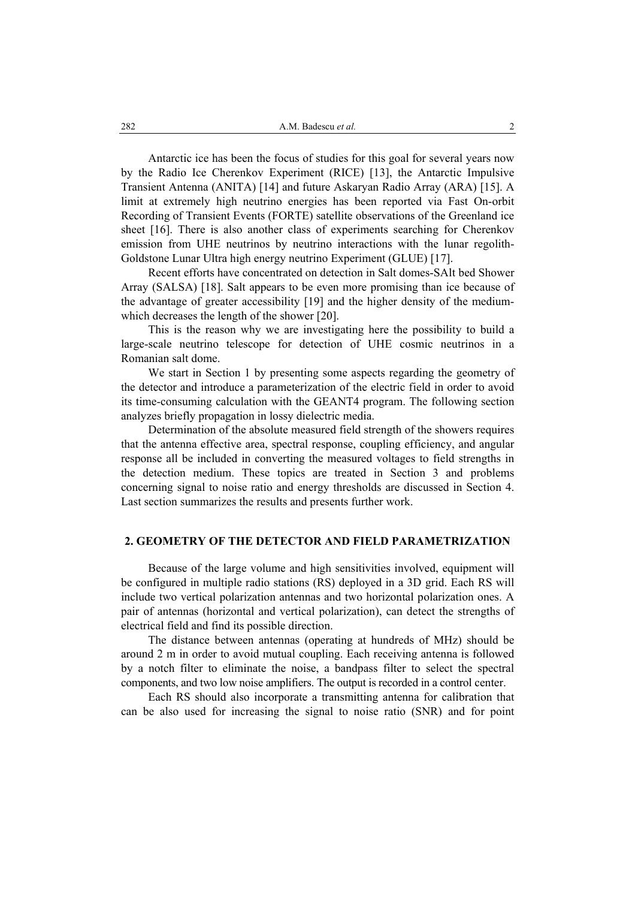Antarctic ice has been the focus of studies for this goal for several years now by the Radio Ice Cherenkov Experiment (RICE) [13], the Antarctic Impulsive Transient Antenna (ANITA) [14] and future Askaryan Radio Array (ARA) [15]. A limit at extremely high neutrino energies has been reported via Fast On-orbit Recording of Transient Events (FORTE) satellite observations of the Greenland ice sheet [16]. There is also another class of experiments searching for Cherenkov emission from UHE neutrinos by neutrino interactions with the lunar regolith-Goldstone Lunar Ultra high energy neutrino Experiment (GLUE) [17].

Recent efforts have concentrated on detection in Salt domes-SAlt bed Shower Array (SALSA) [18]. Salt appears to be even more promising than ice because of the advantage of greater accessibility [19] and the higher density of the medium-which decreases the length of the shower [20].

This is the reason why we are investigating here the possibility to build a large-scale neutrino telescope for detection of UHE cosmic neutrinos in a Romanian salt dome.

We start in Section 1 by presenting some aspects regarding the geometry of the detector and introduce a parameterization of the electric field in order to avoid its time-consuming calculation with the GEANT4 program. The following section analyzes briefly propagation in lossy dielectric media.

Determination of the absolute measured field strength of the showers requires that the antenna effective area, spectral response, coupling efficiency, and angular response all be included in converting the measured voltages to field strengths in the detection medium. These topics are treated in Section 3 and problems concerning signal to noise ratio and energy thresholds are discussed in Section 4. Last section summarizes the results and presents further work.

## 2. GEOMETRY OF THE DETECTOR AND FIELD PARAMETRIZATION

Because of the large volume and high sensitivities involved, equipment will be configured in multiple radio stations (RS) deployed in a 3D grid. Each RS will include two vertical polarization antennas and two horizontal polarization ones. A pair of antennas (horizontal and vertical polarization), can detect the strengths of electrical field and find its possible direction.

The distance between antennas (operating at hundreds of MHz) should be around 2 m in order to avoid mutual coupling. Each receiving antenna is followed by a notch filter to eliminate the noise, a bandpass filter to select the spectral components, and two low noise amplifiers. The output is recorded in a control center.

Each RS should also incorporate a transmitting antenna for calibration that can be also used for increasing the signal to noise ratio (SNR) and for point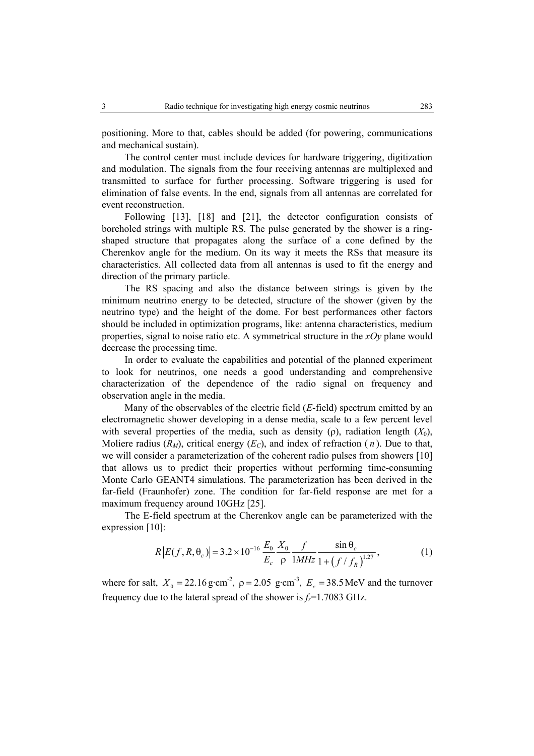positioning. More to that, cables should be added (for powering, communications and mechanical sustain).

The control center must include devices for hardware triggering, digitization and modulation. The signals from the four receiving antennas are multiplexed and transmitted to surface for further processing. Software triggering is used for elimination of false events. In the end, signals from all antennas are correlated for event reconstruction.

Following [13], [18] and [21], the detector configuration consists of boreholed strings with multiple RS. The pulse generated by the shower is a ring-shaped structure that propagates along the surface of a cone defined by the Cherenkov angle for the medium. On its way it meets the RSs that measure its characteristics. All collected data from all antennas is used to fit the energy and direction of the primary particle.

The RS spacing and also the distance between strings is given by the minimum neutrino energy to be detected, structure of the shower (given by the neutrino type) and the height of the dome. For best performances other factors should be included in optimization programs, like: antenna characteristics, medium properties, signal to noise ratio etc. A symmetrical structure in the *xOy* plane would decrease the processing time.

In order to evaluate the capabilities and potential of the planned experiment to look for neutrinos, one needs a good understanding and comprehensive characterization of the dependence of the radio signal on frequency and observation angle in the media.

Many of the observables of the electric field (*E*-field) spectrum emitted by an electromagnetic shower developing in a dense media, scale to a few percent level with several properties of the media, such as density ($\rho$), radiation length ($X_0$), Moliere radius ($R_M$), critical energy ($E_C$), and index of refraction ($n$). Due to that, we will consider a parameterization of the coherent radio pulses from showers [10] that allows us to predict their properties without performing time-consuming Monte Carlo GEANT4 simulations. The parameterization has been derived in the far-field (Fraunhofer) zone. The condition for far-field response are met for a maximum frequency around 10GHz [25].

The E-field spectrum at the Cherenkov angle can be parameterized with the expression [10]:

$$R\left|E(f,R,\theta_c)\right| = 3.2\times10^{-16}\,\frac{E_0}{E_c}\,\frac{X_0}{\rho}\,\frac{f}{1MHz}\,\frac{\sin\theta_c}{1+\left(f/f_R\right)^{1.27}}, \tag{1}$$

where for salt, $X_0 = 22.16\,\text{g}\cdot\text{cm}^{-2}$, $\rho = 2.05\ \text{g}\cdot\text{cm}^{-3}$, $E_c = 38.5\,\text{MeV}$ and the turnover frequency due to the lateral spread of the shower is $f_r$=1.7083 GHz.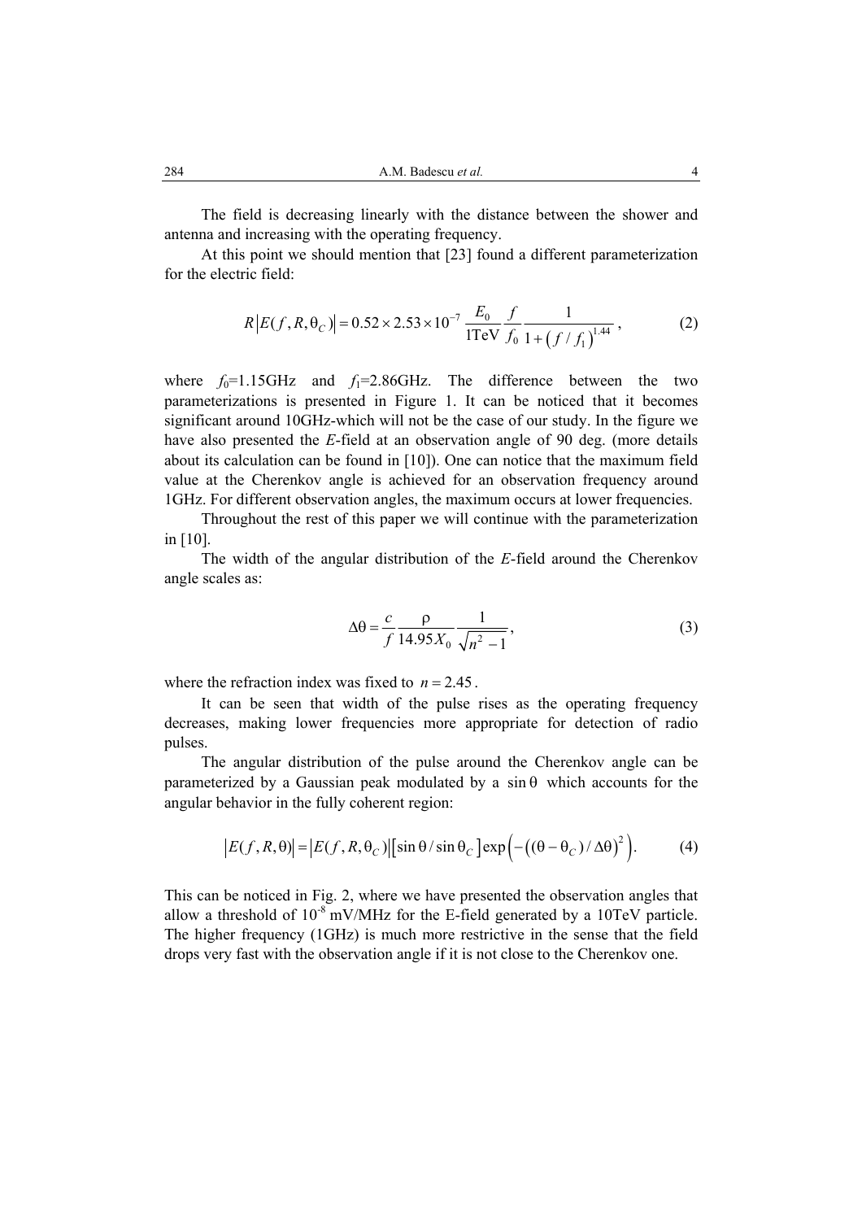The field is decreasing linearly with the distance between the shower and antenna and increasing with the operating frequency.

At this point we should mention that [23] found a different parameterization for the electric field:

$$R\left|E(f,R,\theta_C)\right| = 0.52\times 2.53\times 10^{-7}\,\frac{E_0}{1\text{TeV}}\,\frac{f}{f_0}\,\frac{1}{1+\left(f/f_1\right)^{1.44}}\,, \tag{2}$$

where $f_0$=1.15GHz and $f_1$=2.86GHz. The difference between the two parameterizations is presented in Figure 1. It can be noticed that it becomes significant around 10GHz-which will not be the case of our study. In the figure we have also presented the *E*-field at an observation angle of 90 deg. (more details about its calculation can be found in [10]). One can notice that the maximum field value at the Cherenkov angle is achieved for an observation frequency around 1GHz. For different observation angles, the maximum occurs at lower frequencies.

Throughout the rest of this paper we will continue with the parameterization in [10].

The width of the angular distribution of the *E*-field around the Cherenkov angle scales as:

$$\Delta\theta = \frac{c}{f}\,\frac{\rho}{14.95X_0}\,\frac{1}{\sqrt{n^2-1}}\,, \tag{3}$$

where the refraction index was fixed to $n = 2.45$.

It can be seen that width of the pulse rises as the operating frequency decreases, making lower frequencies more appropriate for detection of radio pulses.

The angular distribution of the pulse around the Cherenkov angle can be parameterized by a Gaussian peak modulated by a $\sin\theta$ which accounts for the angular behavior in the fully coherent region:

$$\left|E(f,R,\theta)\right| = \left|E(f,R,\theta_C)\right|\left[\sin\theta/\sin\theta_C\right]\exp\left(-\left((\theta-\theta_C)/\Delta\theta\right)^2\right). \tag{4}$$

This can be noticed in Fig. 2, where we have presented the observation angles that allow a threshold of $10^{-8}$ mV/MHz for the E-field generated by a 10TeV particle. The higher frequency (1GHz) is much more restrictive in the sense that the field drops very fast with the observation angle if it is not close to the Cherenkov one.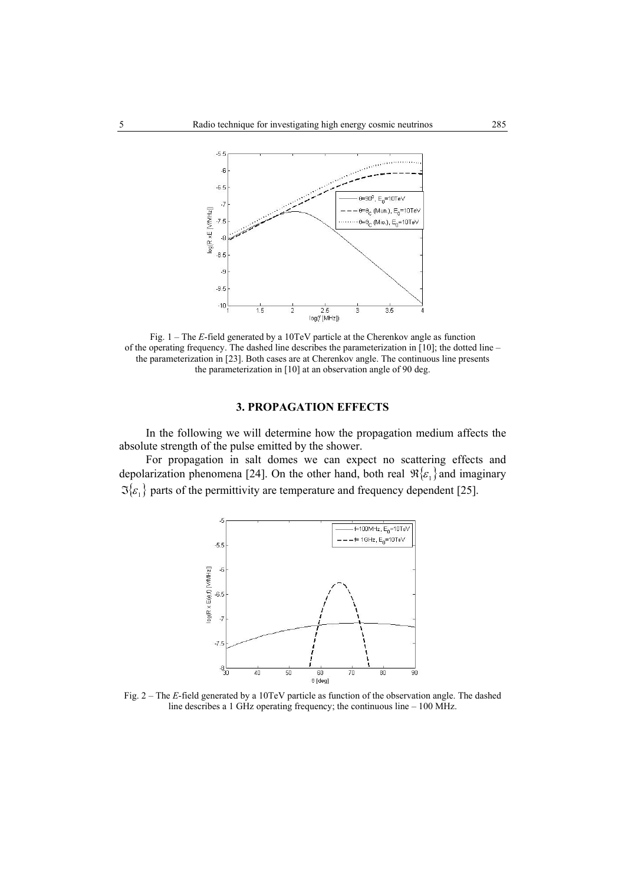Fig. 1 – The *E*-field generated by a 10TeV particle at the Cherenkov angle as function of the operating frequency. The dashed line describes the parameterization in [10]; the dotted line – the parameterization in [23]. Both cases are at Cherenkov angle. The continuous line presents the parameterization in [10] at an observation angle of 90 deg.

## 3. PROPAGATION EFFECTS

In the following we will determine how the propagation medium affects the absolute strength of the pulse emitted by the shower.

For propagation in salt domes we can expect no scattering effects and depolarization phenomena [24]. On the other hand, both real $\Re\{\varepsilon_1\}$ and imaginary $\Im\{\varepsilon_1\}$ parts of the permittivity are temperature and frequency dependent [25].

Fig. 2 – The *E*-field generated by a 10TeV particle as function of the observation angle. The dashed line describes a 1 GHz operating frequency; the continuous line – 100 MHz.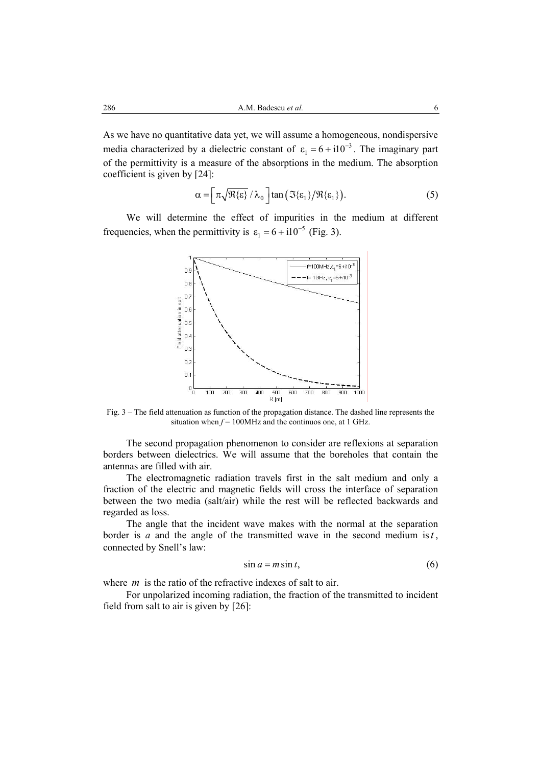As we have no quantitative data yet, we will assume a homogeneous, nondispersive media characterized by a dielectric constant of $\varepsilon_1 = 6 + i10^{-3}$. The imaginary part of the permittivity is a measure of the absorptions in the medium. The absorption coefficient is given by [24]:

$$\alpha = \left[\pi\sqrt{\Re\{\varepsilon\}} / \lambda_0\right] \tan\left(\Im\{\varepsilon_1\} / \Re\{\varepsilon_1\}\right). \quad (5)$$

We will determine the effect of impurities in the medium at different frequencies, when the permittivity is $\varepsilon_1 = 6 + i10^{-5}$ (Fig. 3).

Fig. 3 – The field attenuation as function of the propagation distance. The dashed line represents the situation when $f$ = 100MHz and the continuos one, at 1 GHz.

The second propagation phenomenon to consider are reflexions at separation borders between dielectrics. We will assume that the boreholes that contain the antennas are filled with air.

The electromagnetic radiation travels first in the salt medium and only a fraction of the electric and magnetic fields will cross the interface of separation between the two media (salt/air) while the rest will be reflected backwards and regarded as loss.

The angle that the incident wave makes with the normal at the separation border is $a$ and the angle of the transmitted wave in the second medium is $t$, connected by Snell's law:

$$\sin a = m \sin t, \quad (6)$$

where $m$ is the ratio of the refractive indexes of salt to air.

For unpolarized incoming radiation, the fraction of the transmitted to incident field from salt to air is given by [26]: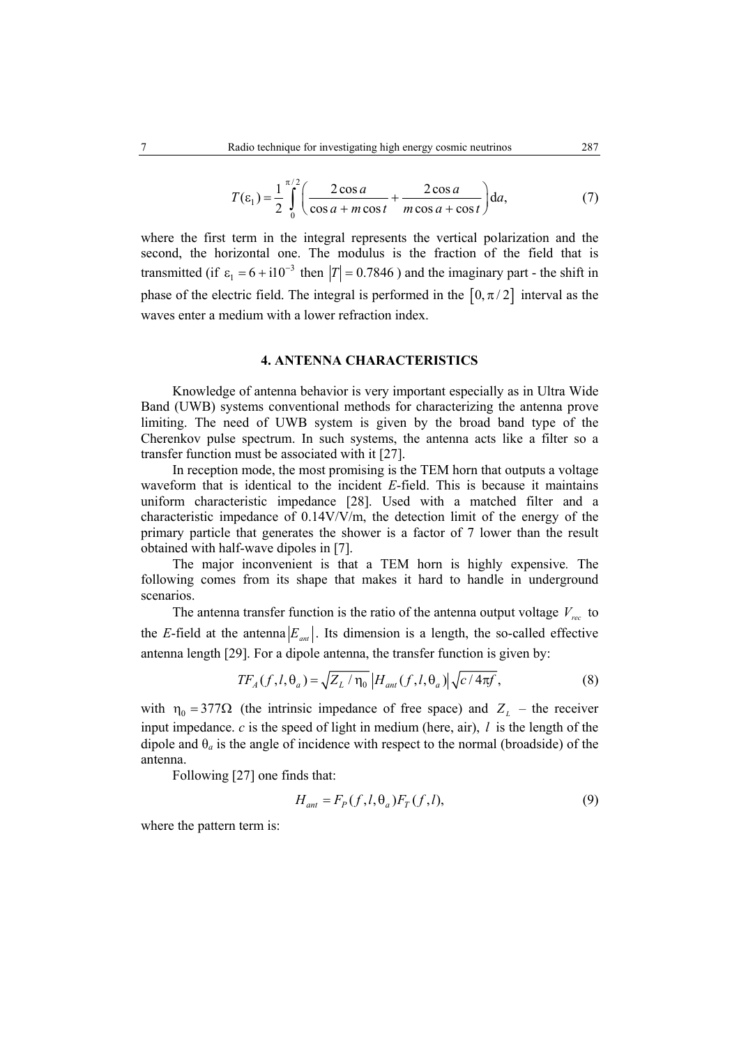$$T(\varepsilon_1) = \frac{1}{2}\int_0^{\pi/2}\left(\frac{2\cos a}{\cos a + m\cos t} + \frac{2\cos a}{m\cos a + \cos t}\right)\mathrm{d}a, \tag{7}$$

where the first term in the integral represents the vertical polarization and the second, the horizontal one. The modulus is the fraction of the field that is transmitted (if $\varepsilon_1 = 6 + \mathrm{i}10^{-3}$ then $|T| = 0.7846$ ) and the imaginary part - the shift in phase of the electric field. The integral is performed in the $[0, \pi/2]$ interval as the waves enter a medium with a lower refraction index.

## 4. ANTENNA CHARACTERISTICS

Knowledge of antenna behavior is very important especially as in Ultra Wide Band (UWB) systems conventional methods for characterizing the antenna prove limiting. The need of UWB system is given by the broad band type of the Cherenkov pulse spectrum. In such systems, the antenna acts like a filter so a transfer function must be associated with it [27].

In reception mode, the most promising is the TEM horn that outputs a voltage waveform that is identical to the incident *E*-field. This is because it maintains uniform characteristic impedance [28]. Used with a matched filter and a characteristic impedance of 0.14V/V/m, the detection limit of the energy of the primary particle that generates the shower is a factor of 7 lower than the result obtained with half-wave dipoles in [7].

The major inconvenient is that a TEM horn is highly expensive. The following comes from its shape that makes it hard to handle in underground scenarios.

The antenna transfer function is the ratio of the antenna output voltage $V_{rec}$ to the *E*-field at the antenna $|E_{ant}|$. Its dimension is a length, the so-called effective antenna length [29]. For a dipole antenna, the transfer function is given by:

$$TF_A(f, l, \theta_a) = \sqrt{Z_L / \eta_0}\,|H_{ant}(f, l, \theta_a)|\sqrt{c / 4\pi f}, \tag{8}$$

with $\eta_0 = 377\Omega$ (the intrinsic impedance of free space) and $Z_L$ – the receiver input impedance. *c* is the speed of light in medium (here, air), $l$ is the length of the dipole and $\theta_a$ is the angle of incidence with respect to the normal (broadside) of the antenna.

Following [27] one finds that:

$$H_{ant} = F_P(f, l, \theta_a)F_T(f, l), \tag{9}$$

where the pattern term is: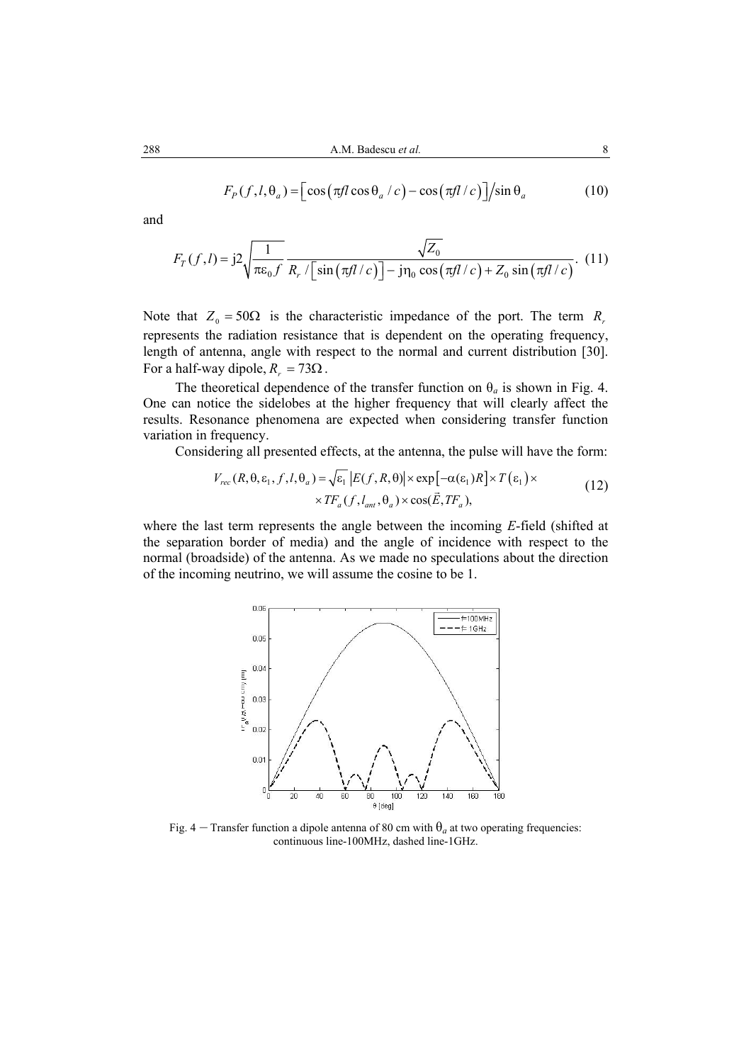$$F_P(f,l,\theta_a) = \left[\cos\left(\pi f l \cos\theta_a / c\right) - \cos\left(\pi f l / c\right)\right] / \sin\theta_a \tag{10}$$

and

$$F_T(f,l) = \mathrm{j}2\sqrt{\frac{1}{\pi\varepsilon_0 f}}\,\frac{\sqrt{Z_0}}{R_r / \left[\sin\left(\pi f l / c\right)\right] - \mathrm{j}\eta_0 \cos\left(\pi f l / c\right) + Z_0 \sin\left(\pi f l / c\right)}. \tag{11}$$

Note that $Z_0 = 50\Omega$ is the characteristic impedance of the port. The term $R_r$ represents the radiation resistance that is dependent on the operating frequency, length of antenna, angle with respect to the normal and current distribution [30]. For a half-way dipole, $R_r = 73\Omega$.

The theoretical dependence of the transfer function on $\theta_a$ is shown in Fig. 4. One can notice the sidelobes at the higher frequency that will clearly affect the results. Resonance phenomena are expected when considering transfer function variation in frequency.

Considering all presented effects, at the antenna, the pulse will have the form:

$$\begin{aligned} V_{rec}(R,\theta,\varepsilon_1,f,l,\theta_a) = \sqrt{\varepsilon_1}\,\left|E(f,R,\theta)\right| \times \exp\left[-\alpha(\varepsilon_1)R\right] \times T\left(\varepsilon_1\right) \times \\ \times TF_a(f,l_{ant},\theta_a) \times \cos(\vec{E},TF_a), \end{aligned} \tag{12}$$

where the last term represents the angle between the incoming *E*-field (shifted at the separation border of media) and the angle of incidence with respect to the normal (broadside) of the antenna. As we made no speculations about the direction of the incoming neutrino, we will assume the cosine to be 1.

Fig. 4 – Transfer function a dipole antenna of 80 cm with $\theta_a$ at two operating frequencies: continuous line-100MHz, dashed line-1GHz.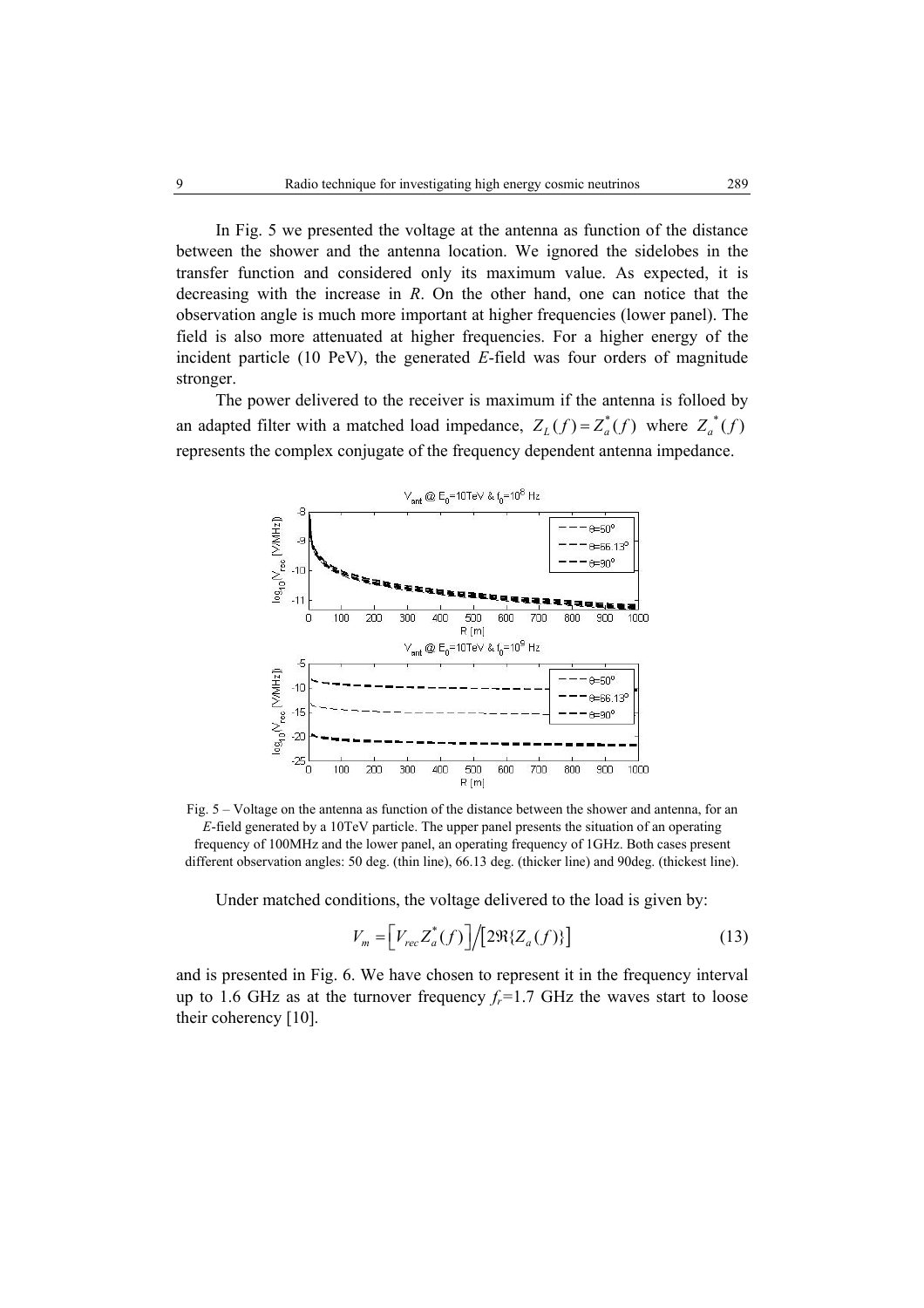In Fig. 5 we presented the voltage at the antenna as function of the distance between the shower and the antenna location. We ignored the sidelobes in the transfer function and considered only its maximum value. As expected, it is decreasing with the increase in *R*. On the other hand, one can notice that the observation angle is much more important at higher frequencies (lower panel). The field is also more attenuated at higher frequencies. For a higher energy of the incident particle (10 PeV), the generated *E*-field was four orders of magnitude stronger.

The power delivered to the receiver is maximum if the antenna is folloed by an adapted filter with a matched load impedance, $Z_L(f) = Z_a^*(f)$ where $Z_a^*(f)$ represents the complex conjugate of the frequency dependent antenna impedance.

Fig. 5 – Voltage on the antenna as function of the distance between the shower and antenna, for an *E*-field generated by a 10TeV particle. The upper panel presents the situation of an operating frequency of 100MHz and the lower panel, an operating frequency of 1GHz. Both cases present different observation angles: 50 deg. (thin line), 66.13 deg. (thicker line) and 90deg. (thickest line).

Under matched conditions, the voltage delivered to the load is given by:

$$V_m = \left[V_{rec} Z_a^*(f)\right] \big/ \left[2\Re\{Z_a(f)\}\right] \tag{13}$$

and is presented in Fig. 6. We have chosen to represent it in the frequency interval up to 1.6 GHz as at the turnover frequency $f_r$=1.7 GHz the waves start to loose their coherency [10].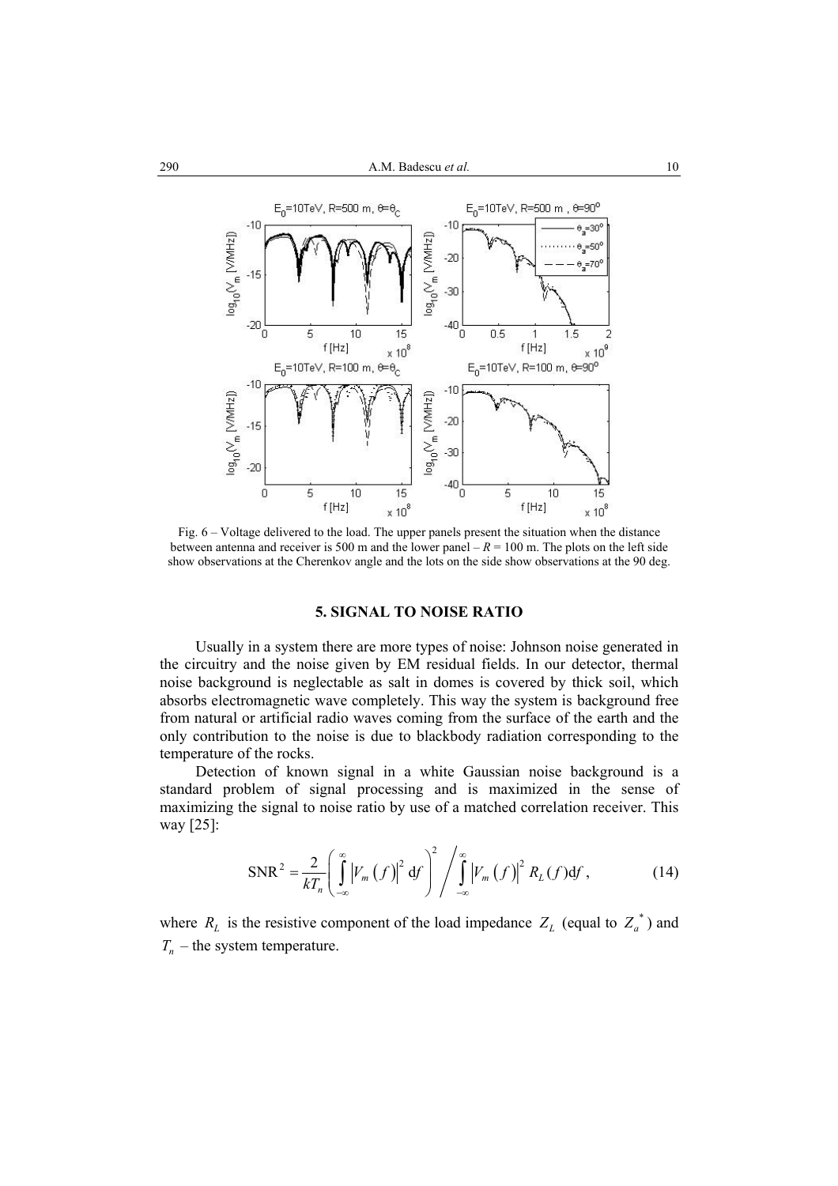Fig. 6 – Voltage delivered to the load. The upper panels present the situation when the distance between antenna and receiver is 500 m and the lower panel – $R$ = 100 m. The plots on the left side show observations at the Cherenkov angle and the lots on the side show observations at the 90 deg.

## 5. SIGNAL TO NOISE RATIO

Usually in a system there are more types of noise: Johnson noise generated in the circuitry and the noise given by EM residual fields. In our detector, thermal noise background is neglectable as salt in domes is covered by thick soil, which absorbs electromagnetic wave completely. This way the system is background free from natural or artificial radio waves coming from the surface of the earth and the only contribution to the noise is due to blackbody radiation corresponding to the temperature of the rocks.

Detection of known signal in a white Gaussian noise background is a standard problem of signal processing and is maximized in the sense of maximizing the signal to noise ratio by use of a matched correlation receiver. This way [25]:

$$\mathrm{SNR}^2 = \frac{2}{kT_n}\left(\int_{-\infty}^{\infty}\left|V_m\left(f\right)\right|^2 \mathrm{d}f\right)^2 \Bigg/ \int_{-\infty}^{\infty}\left|V_m\left(f\right)\right|^2 R_L(f)\mathrm{d}f\,, \tag{14}$$

where $R_L$ is the resistive component of the load impedance $Z_L$ (equal to $Z_a^*$) and $T_n$ – the system temperature.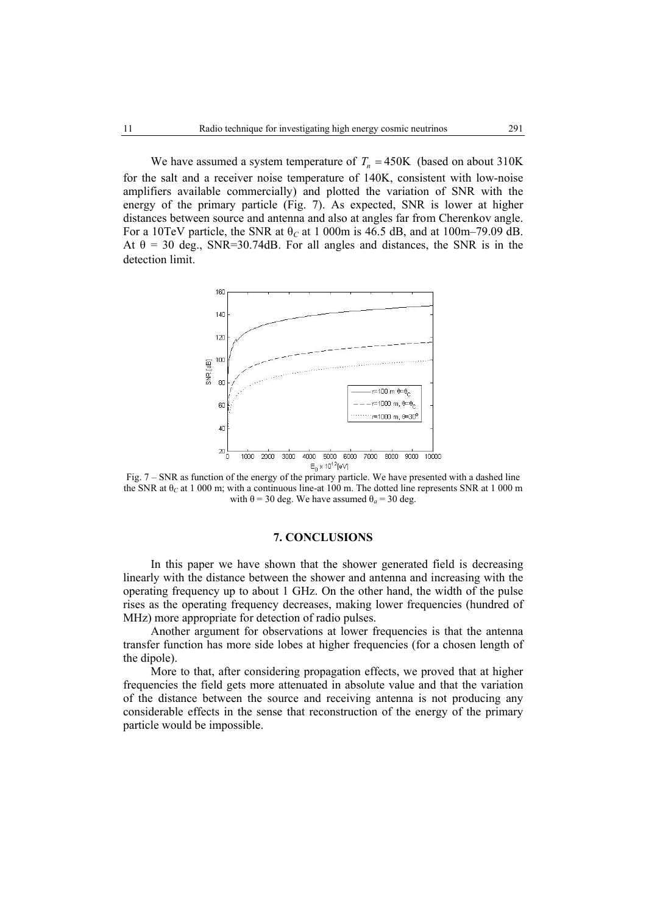We have assumed a system temperature of $T_n = 450\text{K}$ (based on about 310K for the salt and a receiver noise temperature of 140K, consistent with low-noise amplifiers available commercially) and plotted the variation of SNR with the energy of the primary particle (Fig. 7). As expected, SNR is lower at higher distances between source and antenna and also at angles far from Cherenkov angle. For a 10TeV particle, the SNR at $\theta_C$ at 1 000m is 46.5 dB, and at 100m–79.09 dB. At $\theta$ = 30 deg., SNR=30.74dB. For all angles and distances, the SNR is in the detection limit.

Fig. 7 – SNR as function of the energy of the primary particle. We have presented with a dashed line the SNR at $\theta_C$ at 1 000 m; with a continuous line-at 100 m. The dotted line represents SNR at 1 000 m with $\theta$ = 30 deg. We have assumed $\theta_a$ = 30 deg.

## 7. CONCLUSIONS

In this paper we have shown that the shower generated field is decreasing linearly with the distance between the shower and antenna and increasing with the operating frequency up to about 1 GHz. On the other hand, the width of the pulse rises as the operating frequency decreases, making lower frequencies (hundred of MHz) more appropriate for detection of radio pulses.

Another argument for observations at lower frequencies is that the antenna transfer function has more side lobes at higher frequencies (for a chosen length of the dipole).

More to that, after considering propagation effects, we proved that at higher frequencies the field gets more attenuated in absolute value and that the variation of the distance between the source and receiving antenna is not producing any considerable effects in the sense that reconstruction of the energy of the primary particle would be impossible.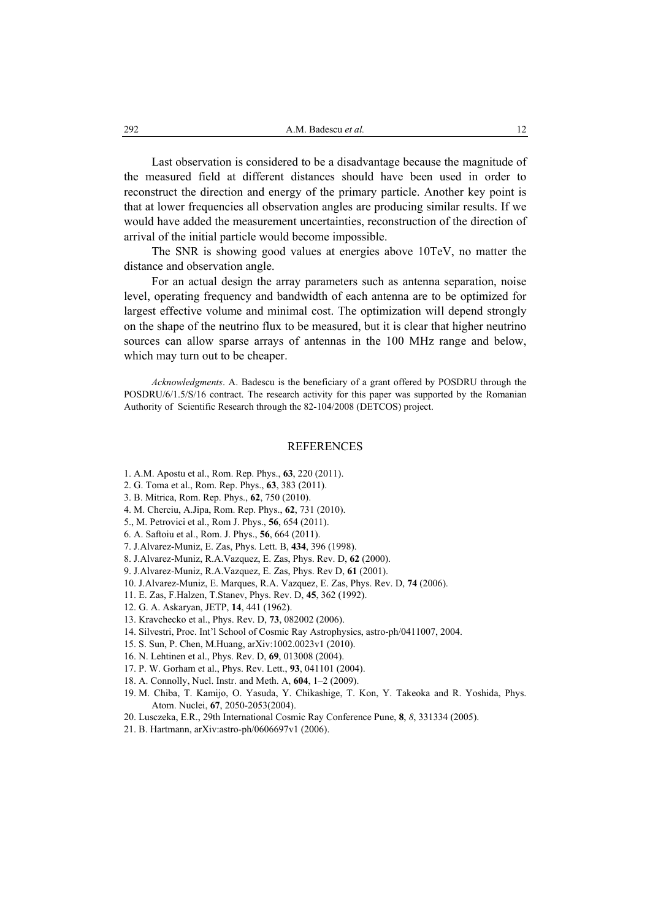Last observation is considered to be a disadvantage because the magnitude of the measured field at different distances should have been used in order to reconstruct the direction and energy of the primary particle. Another key point is that at lower frequencies all observation angles are producing similar results. If we would have added the measurement uncertainties, reconstruction of the direction of arrival of the initial particle would become impossible.

The SNR is showing good values at energies above 10TeV, no matter the distance and observation angle.

For an actual design the array parameters such as antenna separation, noise level, operating frequency and bandwidth of each antenna are to be optimized for largest effective volume and minimal cost. The optimization will depend strongly on the shape of the neutrino flux to be measured, but it is clear that higher neutrino sources can allow sparse arrays of antennas in the 100 MHz range and below, which may turn out to be cheaper.

*Acknowledgments*. A. Badescu is the beneficiary of a grant offered by POSDRU through the POSDRU/6/1.5/S/16 contract. The research activity for this paper was supported by the Romanian Authority of Scientific Research through the 82-104/2008 (DETCOS) project.

## REFERENCES

1. A.M. Apostu et al., Rom. Rep. Phys., **63**, 220 (2011).
2. G. Toma et al., Rom. Rep. Phys., **63**, 383 (2011).
3. B. Mitrica, Rom. Rep. Phys., **62**, 750 (2010).
4. M. Cherciu, A.Jipa, Rom. Rep. Phys., **62**, 731 (2010).
5. , M. Petrovici et al., Rom J. Phys., **56**, 654 (2011).
6. A. Saftoiu et al., Rom. J. Phys., **56**, 664 (2011).
7. J.Alvarez-Muniz, E. Zas, Phys. Lett. B, **434**, 396 (1998).
8. J.Alvarez-Muniz, R.A.Vazquez, E. Zas, Phys. Rev. D, **62** (2000).
9. J.Alvarez-Muniz, R.A.Vazquez, E. Zas, Phys. Rev D, **61** (2001).
10. J.Alvarez-Muniz, E. Marques, R.A. Vazquez, E. Zas, Phys. Rev. D, **74** (2006).
11. E. Zas, F.Halzen, T.Stanev, Phys. Rev. D, **45**, 362 (1992).
12. G. A. Askaryan, JETP, **14**, 441 (1962).
13. Kravchecko et al., Phys. Rev. D, **73**, 082002 (2006).
14. Silvestri, Proc. Int'l School of Cosmic Ray Astrophysics, astro-ph/0411007, 2004.
15. S. Sun, P. Chen, M.Huang, arXiv:1002.0023v1 (2010).
16. N. Lehtinen et al., Phys. Rev. D, **69**, 013008 (2004).
17. P. W. Gorham et al., Phys. Rev. Lett., **93**, 041101 (2004).
18. A. Connolly, Nucl. Instr. and Meth. A, **604**, 1–2 (2009).
19. M. Chiba, T. Kamijo, O. Yasuda, Y. Chikashige, T. Kon, Y. Takeoka and R. Yoshida, Phys. Atom. Nuclei, **67**, 2050-2053(2004).
20. Lusczeka, E.R., 29th International Cosmic Ray Conference Pune, **8**, *8*, 331334 (2005).
21. B. Hartmann, arXiv:astro-ph/0606697v1 (2006).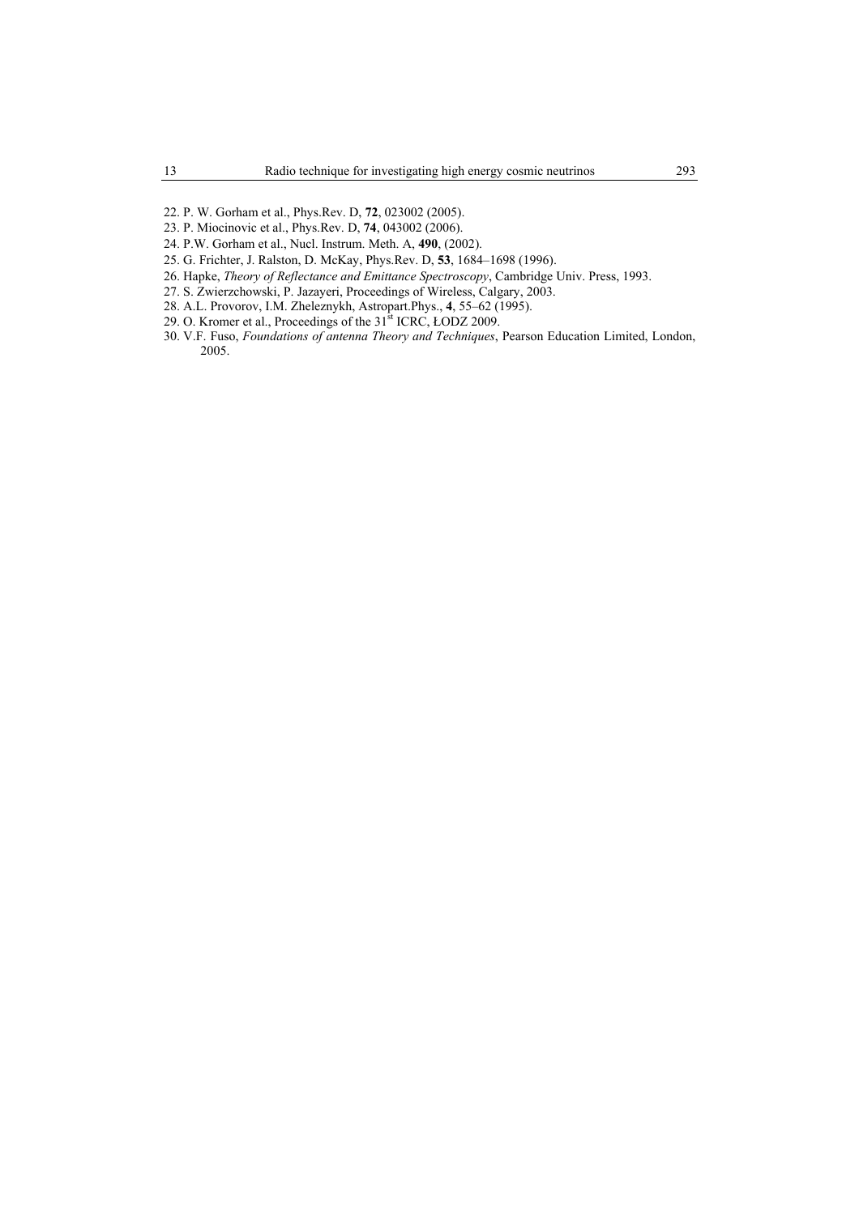22. P. W. Gorham et al., Phys.Rev. D, **72**, 023002 (2005).
23. P. Miocinovic et al., Phys.Rev. D, **74**, 043002 (2006).
24. P.W. Gorham et al., Nucl. Instrum. Meth. A, **490**, (2002).
25. G. Frichter, J. Ralston, D. McKay, Phys.Rev. D, **53**, 1684–1698 (1996).
26. Hapke, *Theory of Reflectance and Emittance Spectroscopy*, Cambridge Univ. Press, 1993.
27. S. Zwierzchowski, P. Jazayeri, Proceedings of Wireless, Calgary, 2003.
28. A.L. Provorov, I.M. Zheleznykh, Astropart.Phys., **4**, 55–62 (1995).
29. O. Kromer et al., Proceedings of the 31st ICRC, ŁODZ 2009.
30. V.F. Fuso, *Foundations of antenna Theory and Techniques*, Pearson Education Limited, London, 2005.